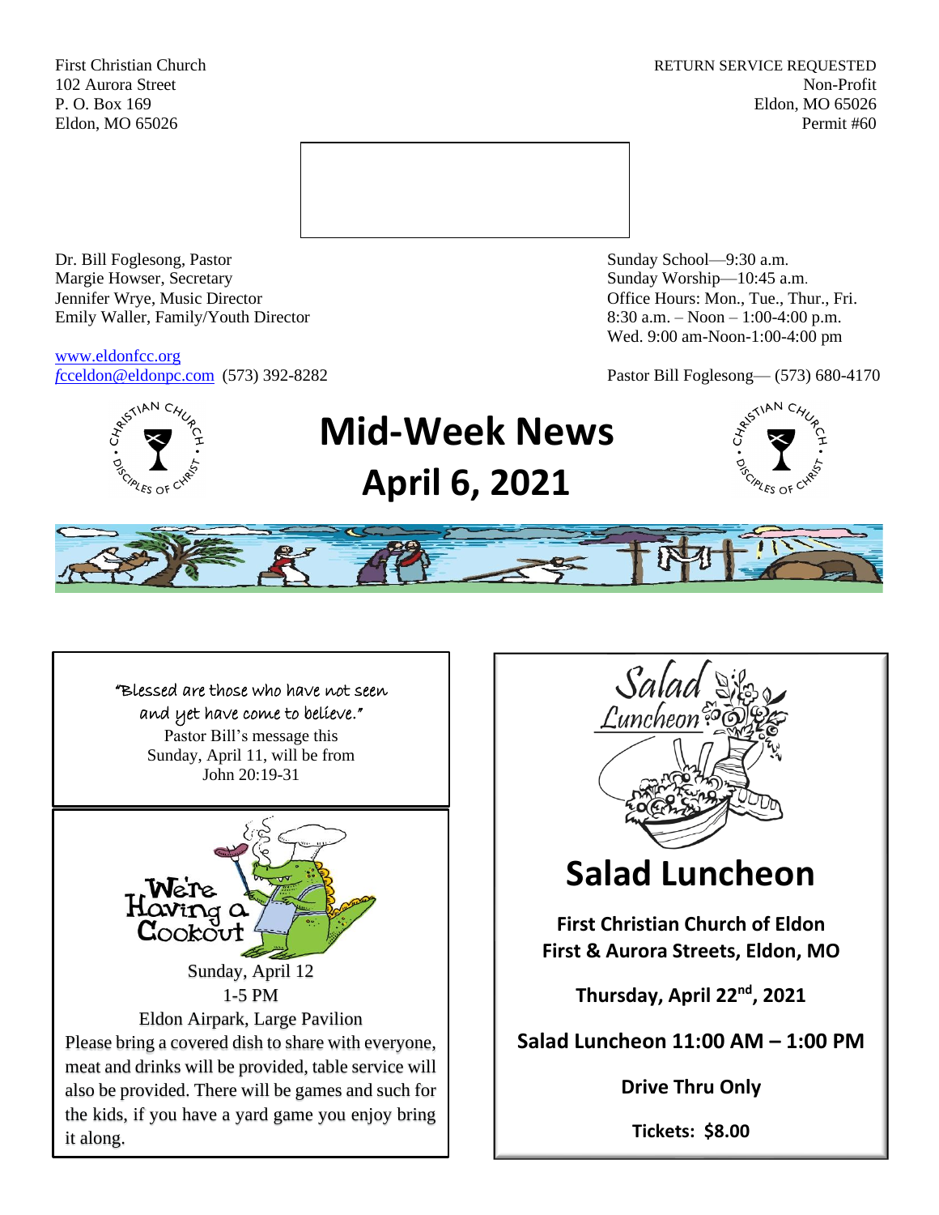First Christian Church
102 Aurora Street
P. O. Box 169
Eldon, MO 65026

RETURN SERVICE REQUESTED
Non-Profit
Eldon, MO 65026
Permit #60

Dr. Bill Foglesong, Pastor
Margie Howser, Secretary
Jennifer Wrye, Music Director
Emily Waller, Family/Youth Director

www.eldonfcc.org
fcceldon@eldonpc.com (573) 392-8282

Sunday School—9:30 a.m.
Sunday Worship—10:45 a.m.
Office Hours: Mon., Tue., Thur., Fri.
8:30 a.m. – Noon – 1:00-4:00 p.m.
Wed. 9:00 am-Noon-1:00-4:00 pm

Pastor Bill Foglesong— (573) 680-4170

# Mid-Week News
# April 6, 2021

"Blessed are those who have not seen and yet have come to believe."
Pastor Bill's message this Sunday, April 11, will be from John 20:19-31

## We're Having a Cookout

Sunday, April 12
1-5 PM
Eldon Airpark, Large Pavilion

Please bring a covered dish to share with everyone, meat and drinks will be provided, table service will also be provided. There will be games and such for the kids, if you have a yard game you enjoy bring it along.

## Salad Luncheon

**First Christian Church of Eldon**
**First & Aurora Streets, Eldon, MO**

**Thursday, April 22nd, 2021**

**Salad Luncheon 11:00 AM – 1:00 PM**

**Drive Thru Only**

**Tickets: $8.00**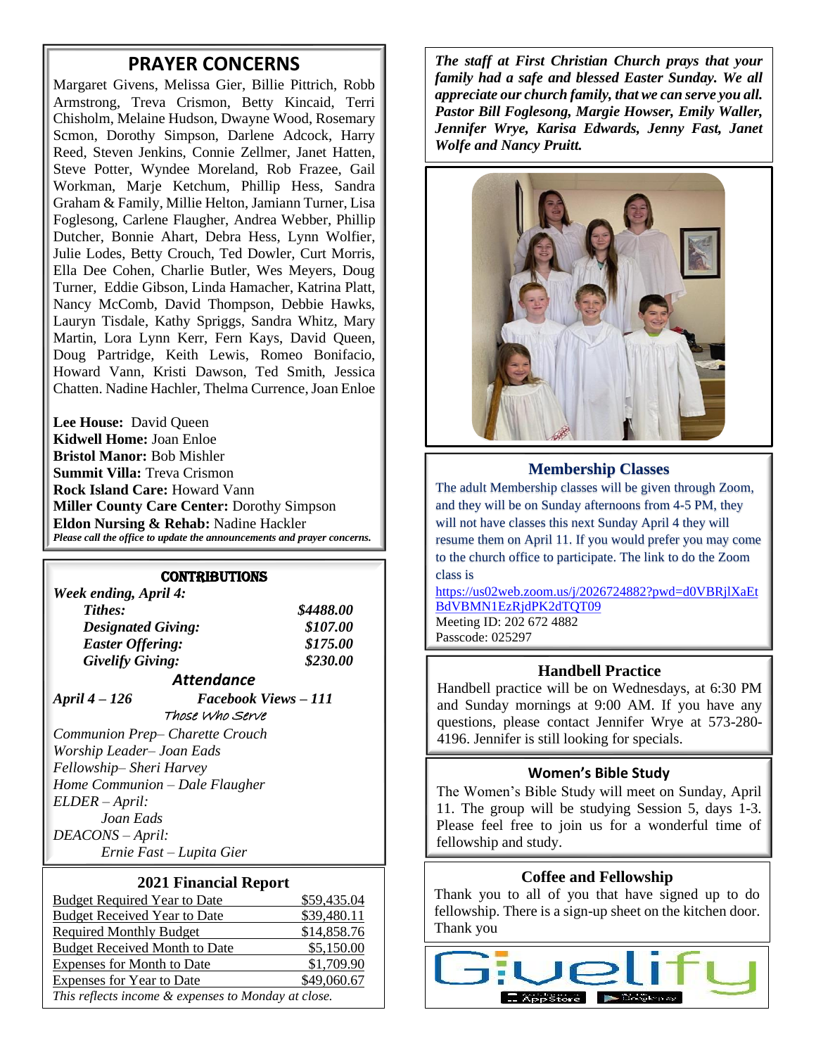## PRAYER CONCERNS

Margaret Givens, Melissa Gier, Billie Pittrich, Robb Armstrong, Treva Crismon, Betty Kincaid, Terri Chisholm, Melaine Hudson, Dwayne Wood, Rosemary Scmon, Dorothy Simpson, Darlene Adcock, Harry Reed, Steven Jenkins, Connie Zellmer, Janet Hatten, Steve Potter, Wyndee Moreland, Rob Frazee, Gail Workman, Marje Ketchum, Phillip Hess, Sandra Graham & Family, Millie Helton, Jamiann Turner, Lisa Foglesong, Carlene Flaugher, Andrea Webber, Phillip Dutcher, Bonnie Ahart, Debra Hess, Lynn Wolfier, Julie Lodes, Betty Crouch, Ted Dowler, Curt Morris, Ella Dee Cohen, Charlie Butler, Wes Meyers, Doug Turner, Eddie Gibson, Linda Hamacher, Katrina Platt, Nancy McComb, David Thompson, Debbie Hawks, Lauryn Tisdale, Kathy Spriggs, Sandra Whitz, Mary Martin, Lora Lynn Kerr, Fern Kays, David Queen, Doug Partridge, Keith Lewis, Romeo Bonifacio, Howard Vann, Kristi Dawson, Ted Smith, Jessica Chatten. Nadine Hachler, Thelma Currence, Joan Enloe

**Lee House:** David Queen
**Kidwell Home:** Joan Enloe
**Bristol Manor:** Bob Mishler
**Summit Villa:** Treva Crismon
**Rock Island Care:** Howard Vann
**Miller County Care Center:** Dorothy Simpson
**Eldon Nursing & Rehab:** Nadine Hackler

***Please call the office to update the announcements and prayer concerns.***

### CONTRIBUTIONS

***Week ending, April 4:***

| | |
|---|---|
| ***Tithes:*** | ***$4488.00*** |
| ***Designated Giving:*** | ***$107.00*** |
| ***Easter Offering:*** | ***$175.00*** |
| ***Givelify Giving:*** | ***$230.00*** |

### *Attendance*

***April 4 – 126*** ***Facebook Views – 111***

*Those Who Serve*

*Communion Prep– Charette Crouch*
*Worship Leader– Joan Eads*
*Fellowship– Sheri Harvey*
*Home Communion – Dale Flaugher*
*ELDER – April:*
*Joan Eads*
*DEACONS – April:*
*Ernie Fast – Lupita Gier*

### 2021 Financial Report

| | |
|---|---|
| Budget Required Year to Date | $59,435.04 |
| Budget Received Year to Date | $39,480.11 |
| Required Monthly Budget | $14,858.76 |
| Budget Received Month to Date | $5,150.00 |
| Expenses for Month to Date | $1,709.90 |
| Expenses for Year to Date | $49,060.67 |

*This reflects income & expenses to Monday at close.*

***The staff at First Christian Church prays that your family had a safe and blessed Easter Sunday. We all appreciate our church family, that we can serve you all. Pastor Bill Foglesong, Margie Howser, Emily Waller, Jennifer Wrye, Karisa Edwards, Jenny Fast, Janet Wolfe and Nancy Pruitt.***

### Membership Classes

The adult Membership classes will be given through Zoom, and they will be on Sunday afternoons from 4-5 PM, they will not have classes this next Sunday April 4 they will resume them on April 11. If you would prefer you may come to the church office to participate. The link to do the Zoom class is
https://us02web.zoom.us/j/2026724882?pwd=d0VBRjlXaEtBdVBMN1EzRjdPK2dTQT09
Meeting ID: 202 672 4882
Passcode: 025297

### Handbell Practice

Handbell practice will be on Wednesdays, at 6:30 PM and Sunday mornings at 9:00 AM. If you have any questions, please contact Jennifer Wrye at 573-280-4196. Jennifer is still looking for specials.

### Women's Bible Study

The Women's Bible Study will meet on Sunday, April 11. The group will be studying Session 5, days 1-3. Please feel free to join us for a wonderful time of fellowship and study.

### Coffee and Fellowship

Thank you to all of you that have signed up to do fellowship. There is a sign-up sheet on the kitchen door. Thank you

Givelify